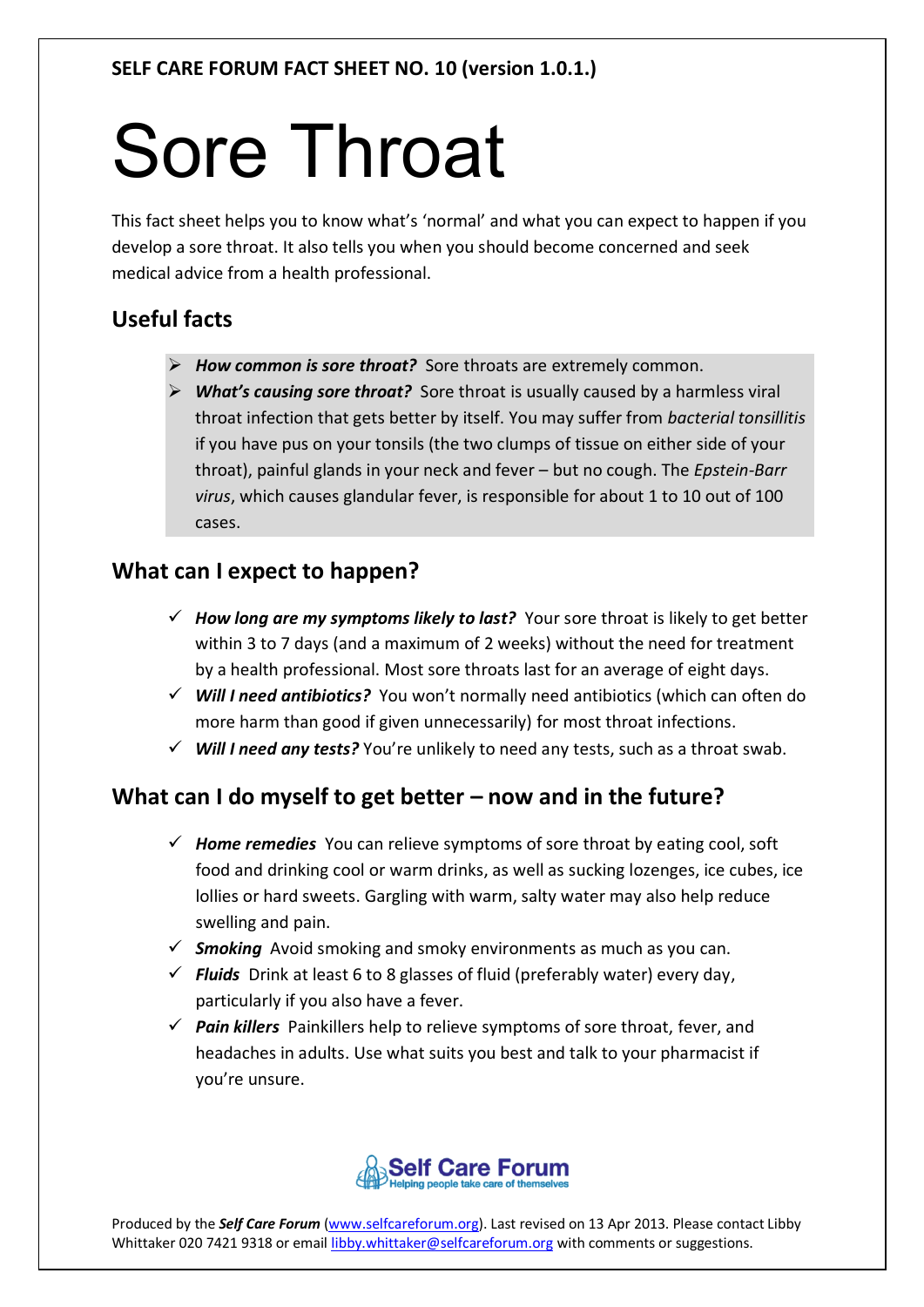**SELF CARE FORUM FACT SHEET NO. 10 (version 1.0.1.)**

# Sore Throat

This fact sheet helps you to know what's 'normal' and what you can expect to happen if you develop a sore throat. It also tells you when you should become concerned and seek medical advice from a health professional.

## Useful facts

- ***How common is sore throat?*** Sore throats are extremely common.
- ***What's causing sore throat?*** Sore throat is usually caused by a harmless viral throat infection that gets better by itself. You may suffer from *bacterial tonsillitis* if you have pus on your tonsils (the two clumps of tissue on either side of your throat), painful glands in your neck and fever – but no cough. The *Epstein-Barr virus*, which causes glandular fever, is responsible for about 1 to 10 out of 100 cases.

## What can I expect to happen?

- ***How long are my symptoms likely to last?*** Your sore throat is likely to get better within 3 to 7 days (and a maximum of 2 weeks) without the need for treatment by a health professional. Most sore throats last for an average of eight days.
- ***Will I need antibiotics?*** You won't normally need antibiotics (which can often do more harm than good if given unnecessarily) for most throat infections.
- ***Will I need any tests?*** You're unlikely to need any tests, such as a throat swab.

## What can I do myself to get better – now and in the future?

- ***Home remedies*** You can relieve symptoms of sore throat by eating cool, soft food and drinking cool or warm drinks, as well as sucking lozenges, ice cubes, ice lollies or hard sweets. Gargling with warm, salty water may also help reduce swelling and pain.
- ***Smoking*** Avoid smoking and smoky environments as much as you can.
- ***Fluids*** Drink at least 6 to 8 glasses of fluid (preferably water) every day, particularly if you also have a fever.
- ***Pain killers*** Painkillers help to relieve symptoms of sore throat, fever, and headaches in adults. Use what suits you best and talk to your pharmacist if you're unsure.

Self Care Forum
Helping people take care of themselves

Produced by the ***Self Care Forum*** (www.selfcareforum.org). Last revised on 13 Apr 2013. Please contact Libby Whittaker 020 7421 9318 or email libby.whittaker@selfcareforum.org with comments or suggestions.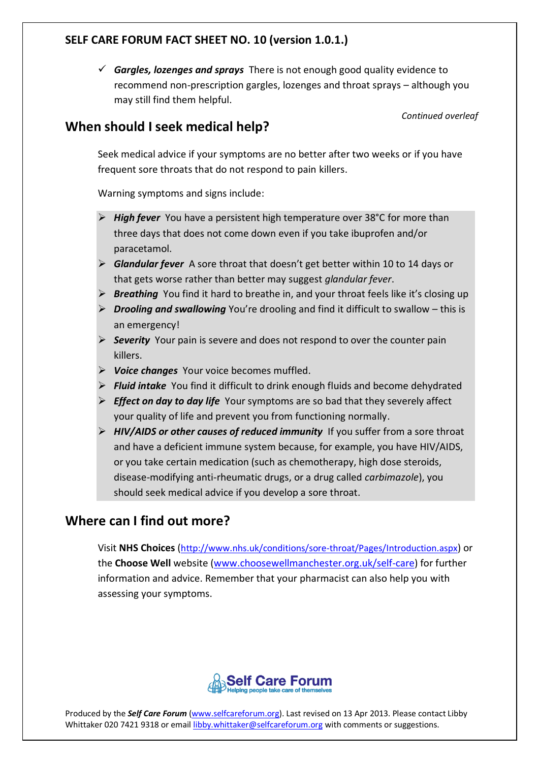**SELF CARE FORUM FACT SHEET NO. 10 (version 1.0.1.)**

- ✓ ***Gargles, lozenges and sprays*** There is not enough good quality evidence to recommend non-prescription gargles, lozenges and throat sprays – although you may still find them helpful.

*Continued overleaf*

## When should I seek medical help?

Seek medical advice if your symptoms are no better after two weeks or if you have frequent sore throats that do not respond to pain killers.

Warning symptoms and signs include:

- ***High fever*** You have a persistent high temperature over 38°C for more than three days that does not come down even if you take ibuprofen and/or paracetamol.
- ***Glandular fever*** A sore throat that doesn't get better within 10 to 14 days or that gets worse rather than better may suggest *glandular fever*.
- ***Breathing*** You find it hard to breathe in, and your throat feels like it's closing up
- ***Drooling and swallowing*** You're drooling and find it difficult to swallow – this is an emergency!
- ***Severity*** Your pain is severe and does not respond to over the counter pain killers.
- ***Voice changes*** Your voice becomes muffled.
- ***Fluid intake*** You find it difficult to drink enough fluids and become dehydrated
- ***Effect on day to day life*** Your symptoms are so bad that they severely affect your quality of life and prevent you from functioning normally.
- ***HIV/AIDS or other causes of reduced immunity*** If you suffer from a sore throat and have a deficient immune system because, for example, you have HIV/AIDS, or you take certain medication (such as chemotherapy, high dose steroids, disease-modifying anti-rheumatic drugs, or a drug called *carbimazole*), you should seek medical advice if you develop a sore throat.

## Where can I find out more?

Visit **NHS Choices** (http://www.nhs.uk/conditions/sore-throat/Pages/Introduction.aspx) or the **Choose Well** website (www.choosewellmanchester.org.uk/self-care) for further information and advice. Remember that your pharmacist can also help you with assessing your symptoms.

Self Care Forum
Helping people take care of themselves

Produced by the ***Self Care Forum*** (www.selfcareforum.org). Last revised on 13 Apr 2013. Please contact Libby Whittaker 020 7421 9318 or email libby.whittaker@selfcareforum.org with comments or suggestions.